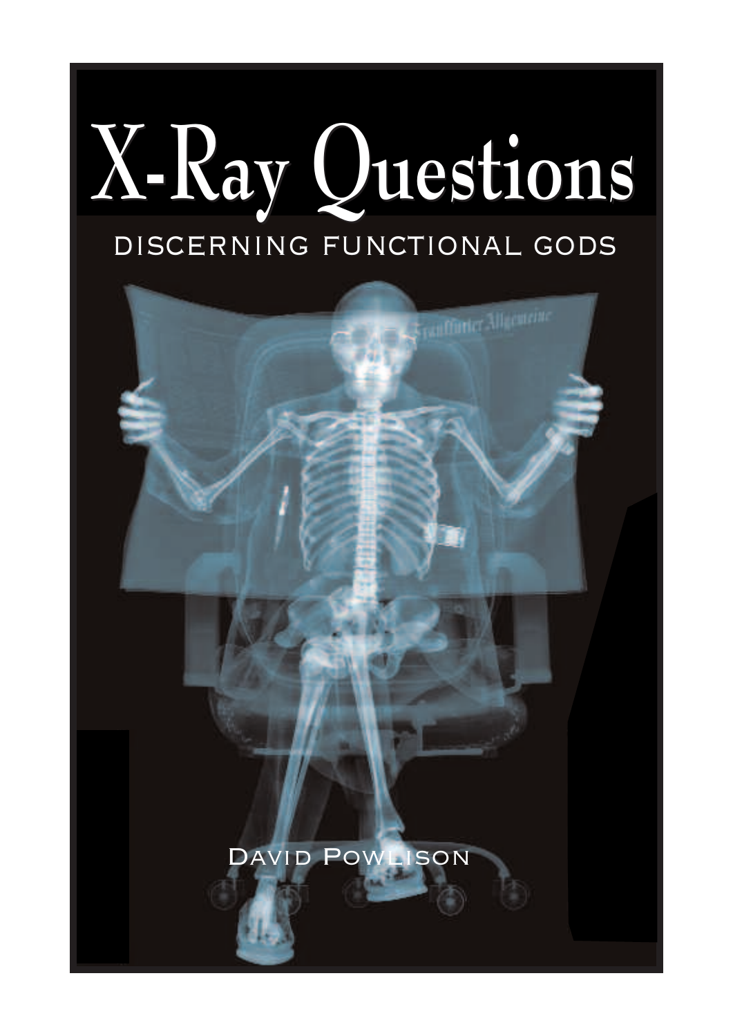# X-Ray Questions

## DISCERNING FUNCTIONAL GODS

DAVID POWLISON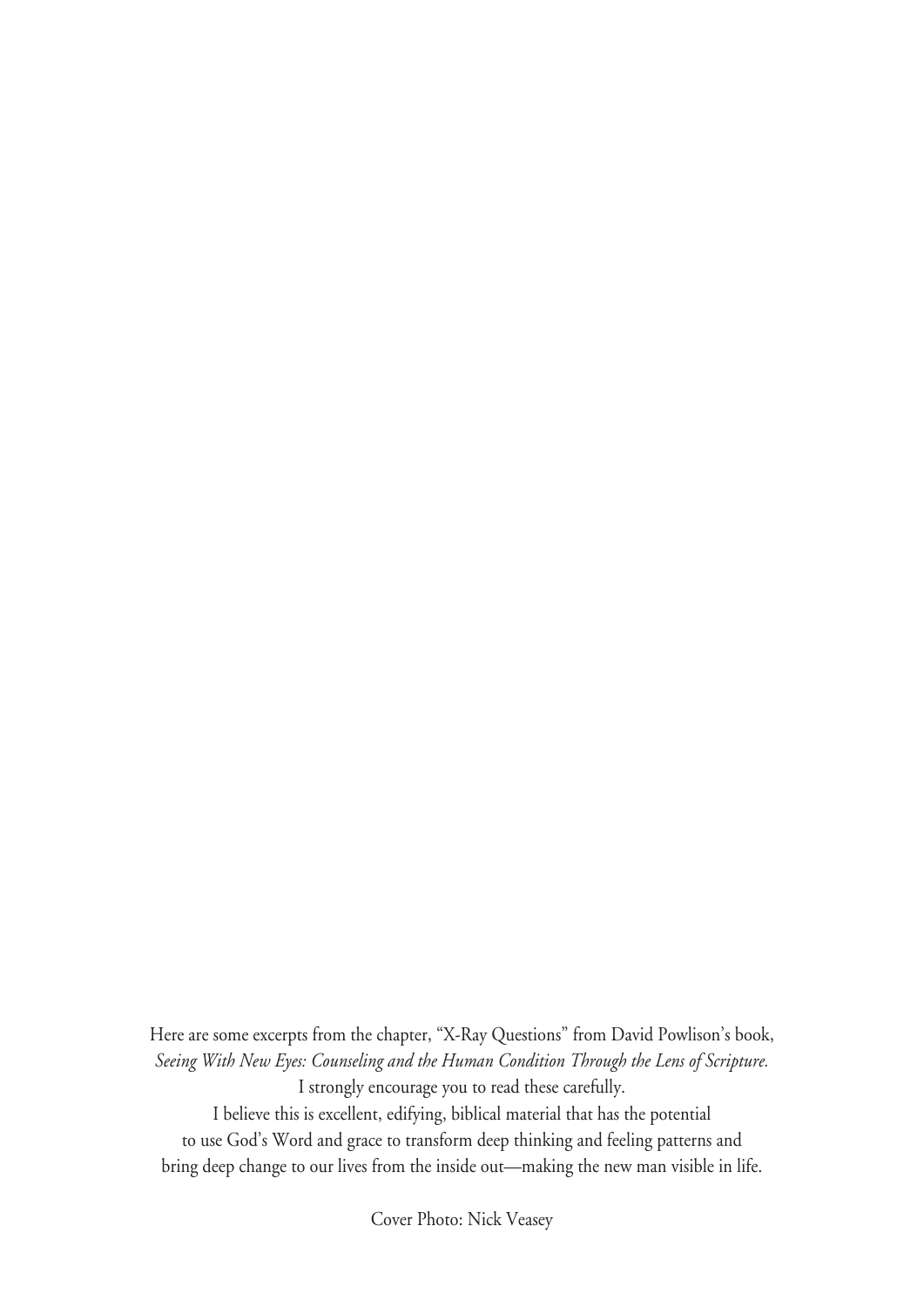Here are some excerpts from the chapter, "X-Ray Questions" from David Powlison's book, *Seeing With New Eyes: Counseling and the Human Condition Through the Lens of Scripture.*
I strongly encourage you to read these carefully.
I believe this is excellent, edifying, biblical material that has the potential to use God's Word and grace to transform deep thinking and feeling patterns and bring deep change to our lives from the inside out—making the new man visible in life.

Cover Photo: Nick Veasey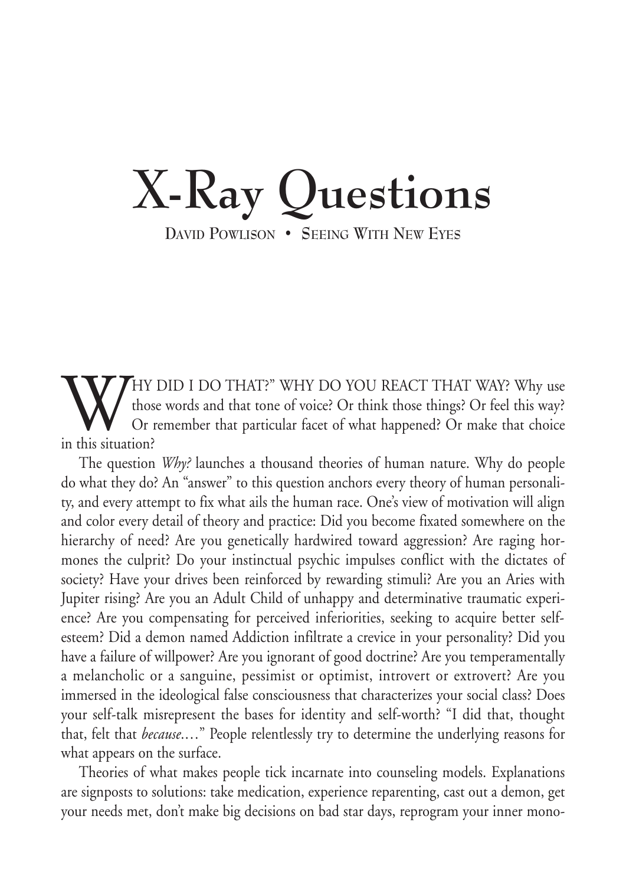# X-Ray Questions

David Powlison • Seeing With New Eyes

"WHY DID I DO THAT?" WHY DO YOU REACT THAT WAY? Why use those words and that tone of voice? Or think those things? Or feel this way? Or remember that particular facet of what happened? Or make that choice in this situation?

The question *Why?* launches a thousand theories of human nature. Why do people do what they do? An "answer" to this question anchors every theory of human personality, and every attempt to fix what ails the human race. One's view of motivation will align and color every detail of theory and practice: Did you become fixated somewhere on the hierarchy of need? Are you genetically hardwired toward aggression? Are raging hormones the culprit? Do your instinctual psychic impulses conflict with the dictates of society? Have your drives been reinforced by rewarding stimuli? Are you an Aries with Jupiter rising? Are you an Adult Child of unhappy and determinative traumatic experience? Are you compensating for perceived inferiorities, seeking to acquire better self-esteem? Did a demon named Addiction infiltrate a crevice in your personality? Did you have a failure of willpower? Are you ignorant of good doctrine? Are you temperamentally a melancholic or a sanguine, pessimist or optimist, introvert or extrovert? Are you immersed in the ideological false consciousness that characterizes your social class? Does your self-talk misrepresent the bases for identity and self-worth? "I did that, thought that, felt that *because*...." People relentlessly try to determine the underlying reasons for what appears on the surface.

Theories of what makes people tick incarnate into counseling models. Explanations are signposts to solutions: take medication, experience reparenting, cast out a demon, get your needs met, don't make big decisions on bad star days, reprogram your inner mono-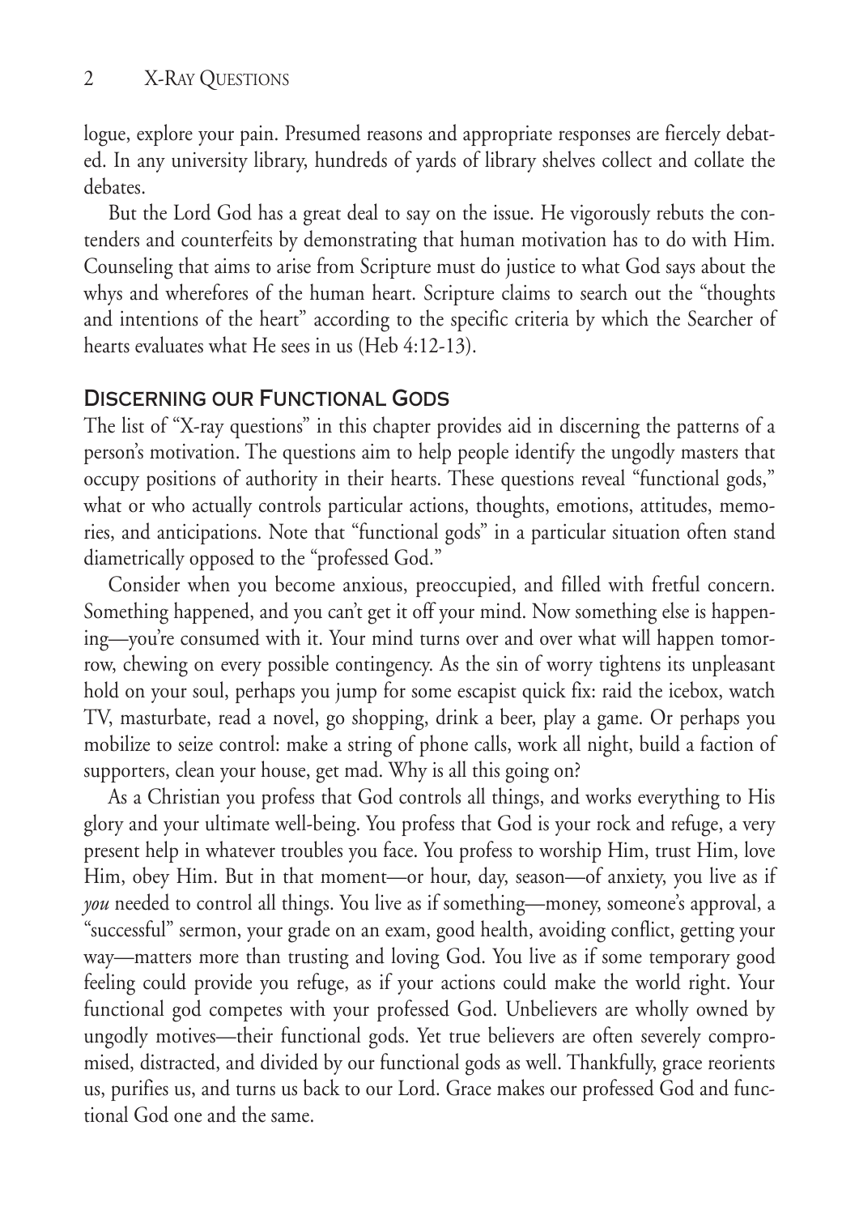logue, explore your pain. Presumed reasons and appropriate responses are fiercely debated. In any university library, hundreds of yards of library shelves collect and collate the debates.

But the Lord God has a great deal to say on the issue. He vigorously rebuts the contenders and counterfeits by demonstrating that human motivation has to do with Him. Counseling that aims to arise from Scripture must do justice to what God says about the whys and wherefores of the human heart. Scripture claims to search out the "thoughts and intentions of the heart" according to the specific criteria by which the Searcher of hearts evaluates what He sees in us (Heb 4:12-13).

## Discerning our Functional Gods

The list of "X-ray questions" in this chapter provides aid in discerning the patterns of a person's motivation. The questions aim to help people identify the ungodly masters that occupy positions of authority in their hearts. These questions reveal "functional gods," what or who actually controls particular actions, thoughts, emotions, attitudes, memories, and anticipations. Note that "functional gods" in a particular situation often stand diametrically opposed to the "professed God."

Consider when you become anxious, preoccupied, and filled with fretful concern. Something happened, and you can't get it off your mind. Now something else is happening—you're consumed with it. Your mind turns over and over what will happen tomorrow, chewing on every possible contingency. As the sin of worry tightens its unpleasant hold on your soul, perhaps you jump for some escapist quick fix: raid the icebox, watch TV, masturbate, read a novel, go shopping, drink a beer, play a game. Or perhaps you mobilize to seize control: make a string of phone calls, work all night, build a faction of supporters, clean your house, get mad. Why is all this going on?

As a Christian you profess that God controls all things, and works everything to His glory and your ultimate well-being. You profess that God is your rock and refuge, a very present help in whatever troubles you face. You profess to worship Him, trust Him, love Him, obey Him. But in that moment—or hour, day, season—of anxiety, you live as if *you* needed to control all things. You live as if something—money, someone's approval, a "successful" sermon, your grade on an exam, good health, avoiding conflict, getting your way—matters more than trusting and loving God. You live as if some temporary good feeling could provide you refuge, as if your actions could make the world right. Your functional god competes with your professed God. Unbelievers are wholly owned by ungodly motives—their functional gods. Yet true believers are often severely compromised, distracted, and divided by our functional gods as well. Thankfully, grace reorients us, purifies us, and turns us back to our Lord. Grace makes our professed God and functional God one and the same.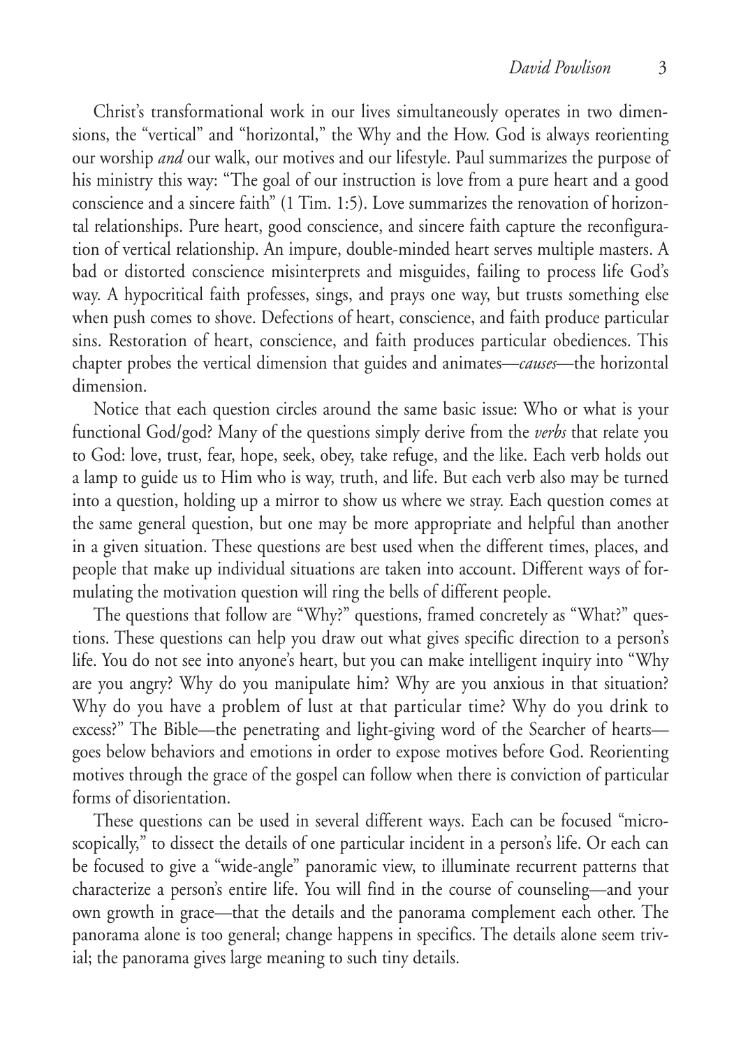Christ's transformational work in our lives simultaneously operates in two dimensions, the "vertical" and "horizontal," the Why and the How. God is always reorienting our worship *and* our walk, our motives and our lifestyle. Paul summarizes the purpose of his ministry this way: "The goal of our instruction is love from a pure heart and a good conscience and a sincere faith" (1 Tim. 1:5). Love summarizes the renovation of horizontal relationships. Pure heart, good conscience, and sincere faith capture the reconfiguration of vertical relationship. An impure, double-minded heart serves multiple masters. A bad or distorted conscience misinterprets and misguides, failing to process life God's way. A hypocritical faith professes, sings, and prays one way, but trusts something else when push comes to shove. Defections of heart, conscience, and faith produce particular sins. Restoration of heart, conscience, and faith produces particular obediences. This chapter probes the vertical dimension that guides and animates—*causes*—the horizontal dimension.

Notice that each question circles around the same basic issue: Who or what is your functional God/god? Many of the questions simply derive from the *verbs* that relate you to God: love, trust, fear, hope, seek, obey, take refuge, and the like. Each verb holds out a lamp to guide us to Him who is way, truth, and life. But each verb also may be turned into a question, holding up a mirror to show us where we stray. Each question comes at the same general question, but one may be more appropriate and helpful than another in a given situation. These questions are best used when the different times, places, and people that make up individual situations are taken into account. Different ways of formulating the motivation question will ring the bells of different people.

The questions that follow are "Why?" questions, framed concretely as "What?" questions. These questions can help you draw out what gives specific direction to a person's life. You do not see into anyone's heart, but you can make intelligent inquiry into "Why are you angry? Why do you manipulate him? Why are you anxious in that situation? Why do you have a problem of lust at that particular time? Why do you drink to excess?" The Bible—the penetrating and light-giving word of the Searcher of hearts—goes below behaviors and emotions in order to expose motives before God. Reorienting motives through the grace of the gospel can follow when there is conviction of particular forms of disorientation.

These questions can be used in several different ways. Each can be focused "microscopically," to dissect the details of one particular incident in a person's life. Or each can be focused to give a "wide-angle" panoramic view, to illuminate recurrent patterns that characterize a person's entire life. You will find in the course of counseling—and your own growth in grace—that the details and the panorama complement each other. The panorama alone is too general; change happens in specifics. The details alone seem trivial; the panorama gives large meaning to such tiny details.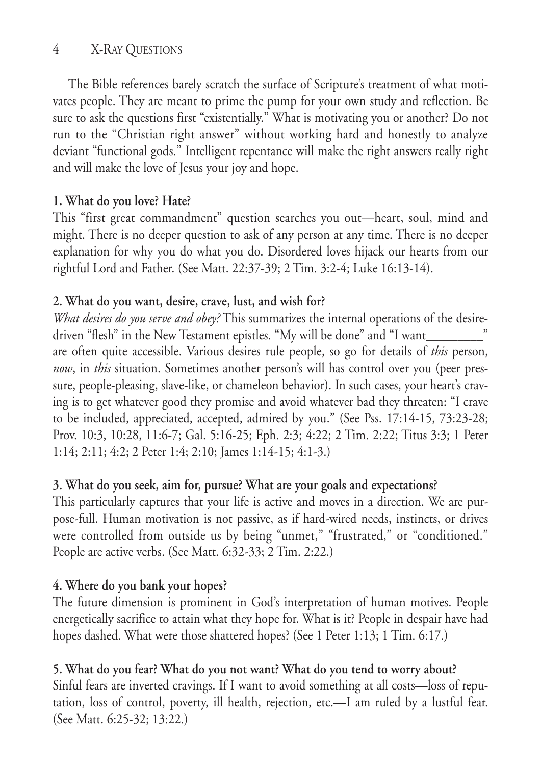The Bible references barely scratch the surface of Scripture's treatment of what motivates people. They are meant to prime the pump for your own study and reflection. Be sure to ask the questions first "existentially." What is motivating you or another? Do not run to the "Christian right answer" without working hard and honestly to analyze deviant "functional gods." Intelligent repentance will make the right answers really right and will make the love of Jesus your joy and hope.

**1. What do you love? Hate?**

This "first great commandment" question searches you out—heart, soul, mind and might. There is no deeper question to ask of any person at any time. There is no deeper explanation for why you do what you do. Disordered loves hijack our hearts from our rightful Lord and Father. (See Matt. 22:37-39; 2 Tim. 3:2-4; Luke 16:13-14).

**2. What do you want, desire, crave, lust, and wish for?**

*What desires do you serve and obey?* This summarizes the internal operations of the desire-driven "flesh" in the New Testament epistles. "My will be done" and "I want________" are often quite accessible. Various desires rule people, so go for details of *this* person, *now*, in *this* situation. Sometimes another person's will has control over you (peer pressure, people-pleasing, slave-like, or chameleon behavior). In such cases, your heart's craving is to get whatever good they promise and avoid whatever bad they threaten: "I crave to be included, appreciated, accepted, admired by you." (See Pss. 17:14-15, 73:23-28; Prov. 10:3, 10:28, 11:6-7; Gal. 5:16-25; Eph. 2:3; 4:22; 2 Tim. 2:22; Titus 3:3; 1 Peter 1:14; 2:11; 4:2; 2 Peter 1:4; 2:10; James 1:14-15; 4:1-3.)

**3. What do you seek, aim for, pursue? What are your goals and expectations?**

This particularly captures that your life is active and moves in a direction. We are purpose-full. Human motivation is not passive, as if hard-wired needs, instincts, or drives were controlled from outside us by being "unmet," "frustrated," or "conditioned." People are active verbs. (See Matt. 6:32-33; 2 Tim. 2:22.)

**4. Where do you bank your hopes?**

The future dimension is prominent in God's interpretation of human motives. People energetically sacrifice to attain what they hope for. What is it? People in despair have had hopes dashed. What were those shattered hopes? (See 1 Peter 1:13; 1 Tim. 6:17.)

**5. What do you fear? What do you not want? What do you tend to worry about?**

Sinful fears are inverted cravings. If I want to avoid something at all costs—loss of reputation, loss of control, poverty, ill health, rejection, etc.—I am ruled by a lustful fear. (See Matt. 6:25-32; 13:22.)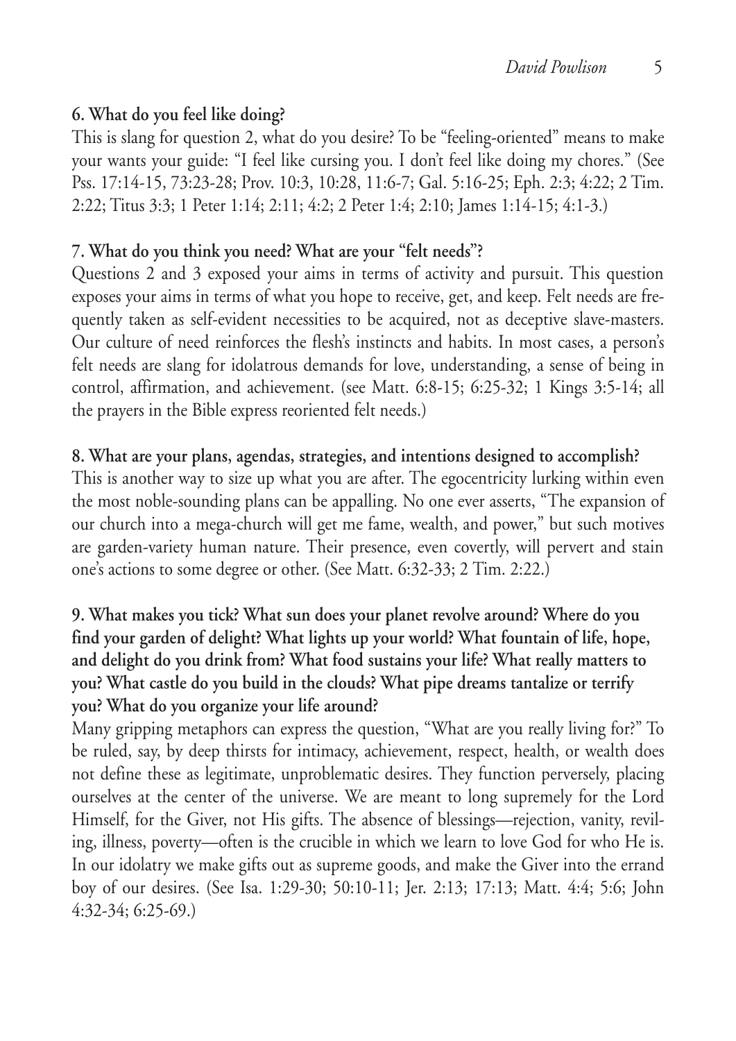**6. What do you feel like doing?**

This is slang for question 2, what do you desire? To be "feeling-oriented" means to make your wants your guide: "I feel like cursing you. I don't feel like doing my chores." (See Pss. 17:14-15, 73:23-28; Prov. 10:3, 10:28, 11:6-7; Gal. 5:16-25; Eph. 2:3; 4:22; 2 Tim. 2:22; Titus 3:3; 1 Peter 1:14; 2:11; 4:2; 2 Peter 1:4; 2:10; James 1:14-15; 4:1-3.)

**7. What do you think you need? What are your "felt needs"?**

Questions 2 and 3 exposed your aims in terms of activity and pursuit. This question exposes your aims in terms of what you hope to receive, get, and keep. Felt needs are frequently taken as self-evident necessities to be acquired, not as deceptive slave-masters. Our culture of need reinforces the flesh's instincts and habits. In most cases, a person's felt needs are slang for idolatrous demands for love, understanding, a sense of being in control, affirmation, and achievement. (see Matt. 6:8-15; 6:25-32; 1 Kings 3:5-14; all the prayers in the Bible express reoriented felt needs.)

**8. What are your plans, agendas, strategies, and intentions designed to accomplish?**

This is another way to size up what you are after. The egocentricity lurking within even the most noble-sounding plans can be appalling. No one ever asserts, "The expansion of our church into a mega-church will get me fame, wealth, and power," but such motives are garden-variety human nature. Their presence, even covertly, will pervert and stain one's actions to some degree or other. (See Matt. 6:32-33; 2 Tim. 2:22.)

**9. What makes you tick? What sun does your planet revolve around? Where do you find your garden of delight? What lights up your world? What fountain of life, hope, and delight do you drink from? What food sustains your life? What really matters to you? What castle do you build in the clouds? What pipe dreams tantalize or terrify you? What do you organize your life around?**

Many gripping metaphors can express the question, "What are you really living for?" To be ruled, say, by deep thirsts for intimacy, achievement, respect, health, or wealth does not define these as legitimate, unproblematic desires. They function perversely, placing ourselves at the center of the universe. We are meant to long supremely for the Lord Himself, for the Giver, not His gifts. The absence of blessings—rejection, vanity, reviling, illness, poverty—often is the crucible in which we learn to love God for who He is. In our idolatry we make gifts out as supreme goods, and make the Giver into the errand boy of our desires. (See Isa. 1:29-30; 50:10-11; Jer. 2:13; 17:13; Matt. 4:4; 5:6; John 4:32-34; 6:25-69.)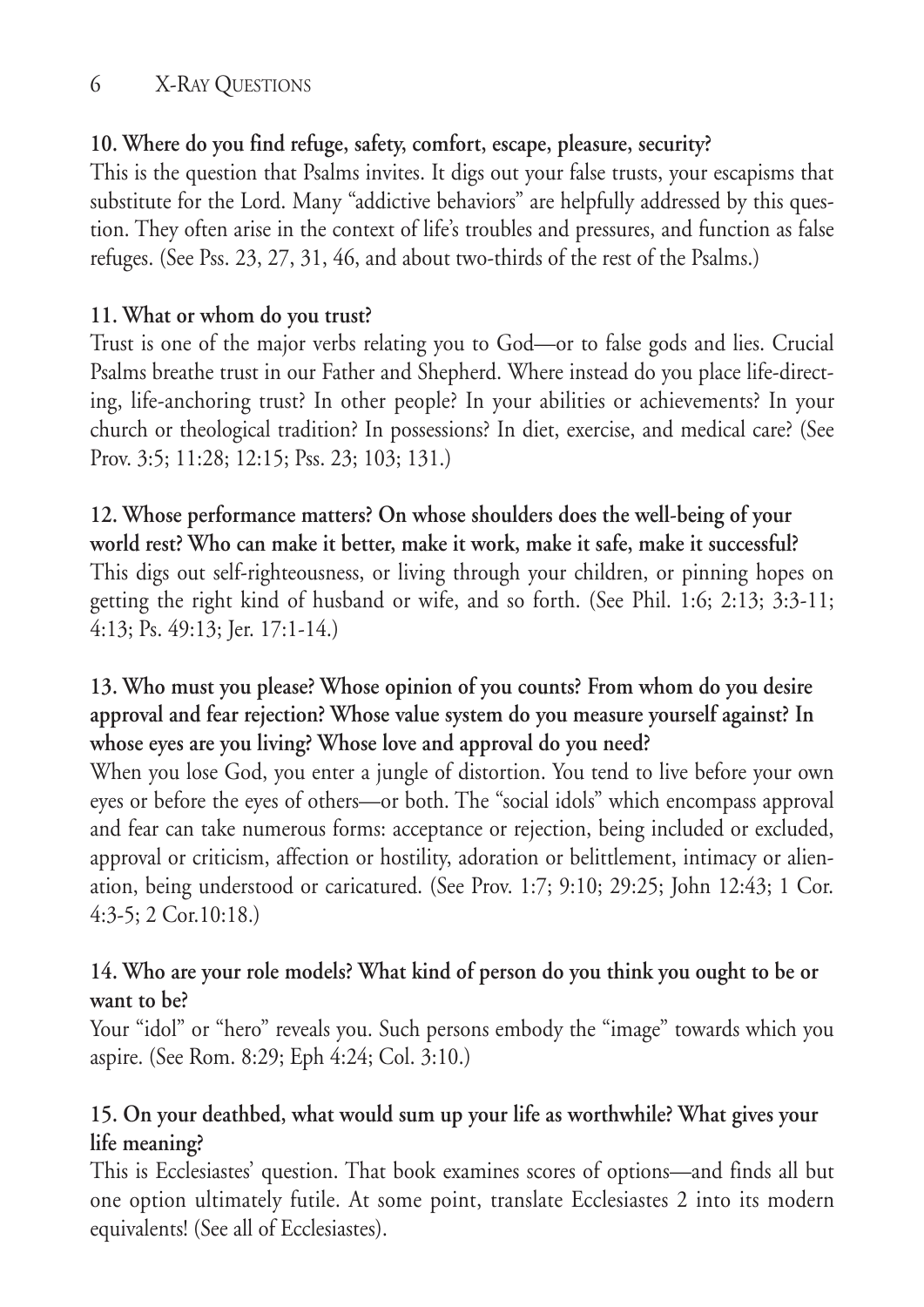**10. Where do you find refuge, safety, comfort, escape, pleasure, security?**

This is the question that Psalms invites. It digs out your false trusts, your escapisms that substitute for the Lord. Many "addictive behaviors" are helpfully addressed by this question. They often arise in the context of life's troubles and pressures, and function as false refuges. (See Pss. 23, 27, 31, 46, and about two-thirds of the rest of the Psalms.)

**11. What or whom do you trust?**

Trust is one of the major verbs relating you to God—or to false gods and lies. Crucial Psalms breathe trust in our Father and Shepherd. Where instead do you place life-directing, life-anchoring trust? In other people? In your abilities or achievements? In your church or theological tradition? In possessions? In diet, exercise, and medical care? (See Prov. 3:5; 11:28; 12:15; Pss. 23; 103; 131.)

**12. Whose performance matters? On whose shoulders does the well-being of your world rest? Who can make it better, make it work, make it safe, make it successful?**

This digs out self-righteousness, or living through your children, or pinning hopes on getting the right kind of husband or wife, and so forth. (See Phil. 1:6; 2:13; 3:3-11; 4:13; Ps. 49:13; Jer. 17:1-14.)

**13. Who must you please? Whose opinion of you counts? From whom do you desire approval and fear rejection? Whose value system do you measure yourself against? In whose eyes are you living? Whose love and approval do you need?**

When you lose God, you enter a jungle of distortion. You tend to live before your own eyes or before the eyes of others—or both. The "social idols" which encompass approval and fear can take numerous forms: acceptance or rejection, being included or excluded, approval or criticism, affection or hostility, adoration or belittlement, intimacy or alienation, being understood or caricatured. (See Prov. 1:7; 9:10; 29:25; John 12:43; 1 Cor. 4:3-5; 2 Cor.10:18.)

**14. Who are your role models? What kind of person do you think you ought to be or want to be?**

Your "idol" or "hero" reveals you. Such persons embody the "image" towards which you aspire. (See Rom. 8:29; Eph 4:24; Col. 3:10.)

**15. On your deathbed, what would sum up your life as worthwhile? What gives your life meaning?**

This is Ecclesiastes' question. That book examines scores of options—and finds all but one option ultimately futile. At some point, translate Ecclesiastes 2 into its modern equivalents! (See all of Ecclesiastes).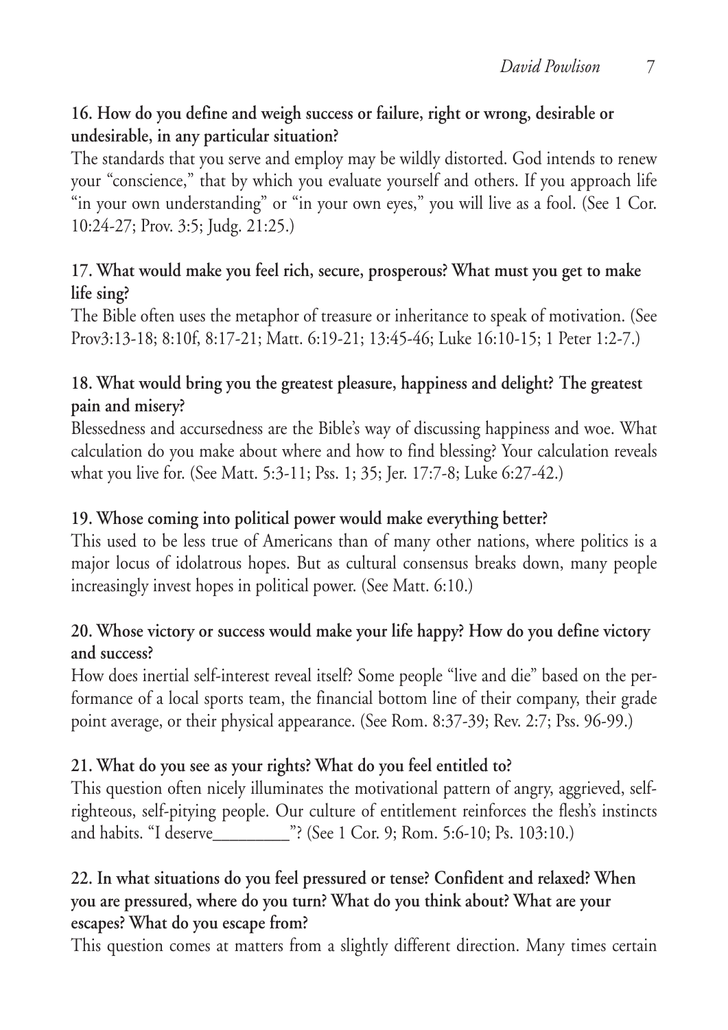**16. How do you define and weigh success or failure, right or wrong, desirable or undesirable, in any particular situation?**

The standards that you serve and employ may be wildly distorted. God intends to renew your "conscience," that by which you evaluate yourself and others. If you approach life "in your own understanding" or "in your own eyes," you will live as a fool. (See 1 Cor. 10:24-27; Prov. 3:5; Judg. 21:25.)

**17. What would make you feel rich, secure, prosperous? What must you get to make life sing?**

The Bible often uses the metaphor of treasure or inheritance to speak of motivation. (See Prov3:13-18; 8:10f, 8:17-21; Matt. 6:19-21; 13:45-46; Luke 16:10-15; 1 Peter 1:2-7.)

**18. What would bring you the greatest pleasure, happiness and delight? The greatest pain and misery?**

Blessedness and accursedness are the Bible's way of discussing happiness and woe. What calculation do you make about where and how to find blessing? Your calculation reveals what you live for. (See Matt. 5:3-11; Pss. 1; 35; Jer. 17:7-8; Luke 6:27-42.)

**19. Whose coming into political power would make everything better?**

This used to be less true of Americans than of many other nations, where politics is a major locus of idolatrous hopes. But as cultural consensus breaks down, many people increasingly invest hopes in political power. (See Matt. 6:10.)

**20. Whose victory or success would make your life happy? How do you define victory and success?**

How does inertial self-interest reveal itself? Some people "live and die" based on the performance of a local sports team, the financial bottom line of their company, their grade point average, or their physical appearance. (See Rom. 8:37-39; Rev. 2:7; Pss. 96-99.)

**21. What do you see as your rights? What do you feel entitled to?**

This question often nicely illuminates the motivational pattern of angry, aggrieved, self-righteous, self-pitying people. Our culture of entitlement reinforces the flesh's instincts and habits. "I deserve_________"? (See 1 Cor. 9; Rom. 5:6-10; Ps. 103:10.)

**22. In what situations do you feel pressured or tense? Confident and relaxed? When you are pressured, where do you turn? What do you think about? What are your escapes? What do you escape from?**

This question comes at matters from a slightly different direction. Many times certain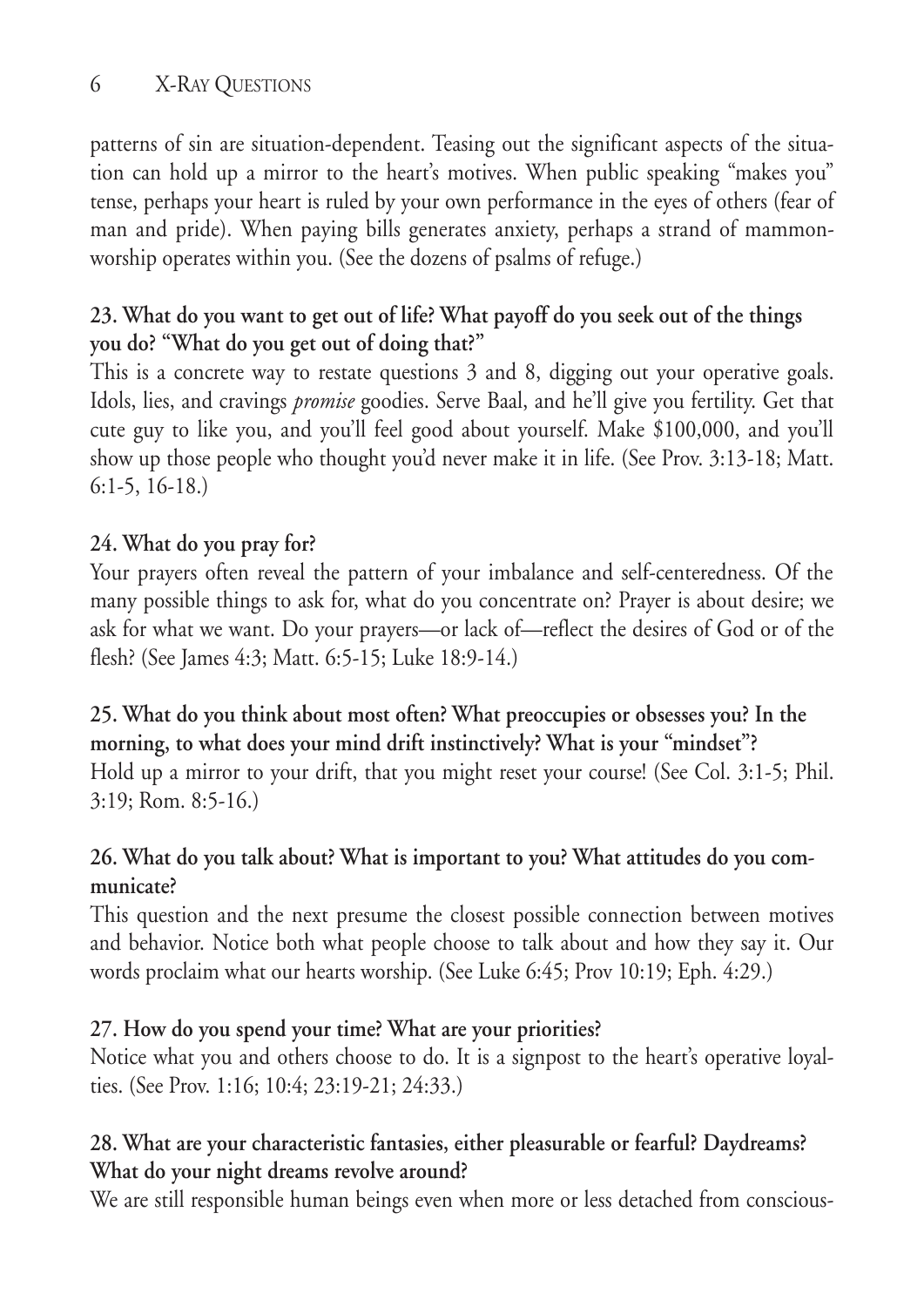patterns of sin are situation-dependent. Teasing out the significant aspects of the situation can hold up a mirror to the heart's motives. When public speaking "makes you" tense, perhaps your heart is ruled by your own performance in the eyes of others (fear of man and pride). When paying bills generates anxiety, perhaps a strand of mammon-worship operates within you. (See the dozens of psalms of refuge.)

**23. What do you want to get out of life? What payoff do you seek out of the things you do? "What do you get out of doing that?"**

This is a concrete way to restate questions 3 and 8, digging out your operative goals. Idols, lies, and cravings *promise* goodies. Serve Baal, and he'll give you fertility. Get that cute guy to like you, and you'll feel good about yourself. Make $100,000, and you'll show up those people who thought you'd never make it in life. (See Prov. 3:13-18; Matt. 6:1-5, 16-18.)

**24. What do you pray for?**

Your prayers often reveal the pattern of your imbalance and self-centeredness. Of the many possible things to ask for, what do you concentrate on? Prayer is about desire; we ask for what we want. Do your prayers—or lack of—reflect the desires of God or of the flesh? (See James 4:3; Matt. 6:5-15; Luke 18:9-14.)

**25. What do you think about most often? What preoccupies or obsesses you? In the morning, to what does your mind drift instinctively? What is your "mindset"?**

Hold up a mirror to your drift, that you might reset your course! (See Col. 3:1-5; Phil. 3:19; Rom. 8:5-16.)

**26. What do you talk about? What is important to you? What attitudes do you communicate?**

This question and the next presume the closest possible connection between motives and behavior. Notice both what people choose to talk about and how they say it. Our words proclaim what our hearts worship. (See Luke 6:45; Prov 10:19; Eph. 4:29.)

**27. How do you spend your time? What are your priorities?**

Notice what you and others choose to do. It is a signpost to the heart's operative loyalties. (See Prov. 1:16; 10:4; 23:19-21; 24:33.)

**28. What are your characteristic fantasies, either pleasurable or fearful? Daydreams? What do your night dreams revolve around?**

We are still responsible human beings even when more or less detached from conscious-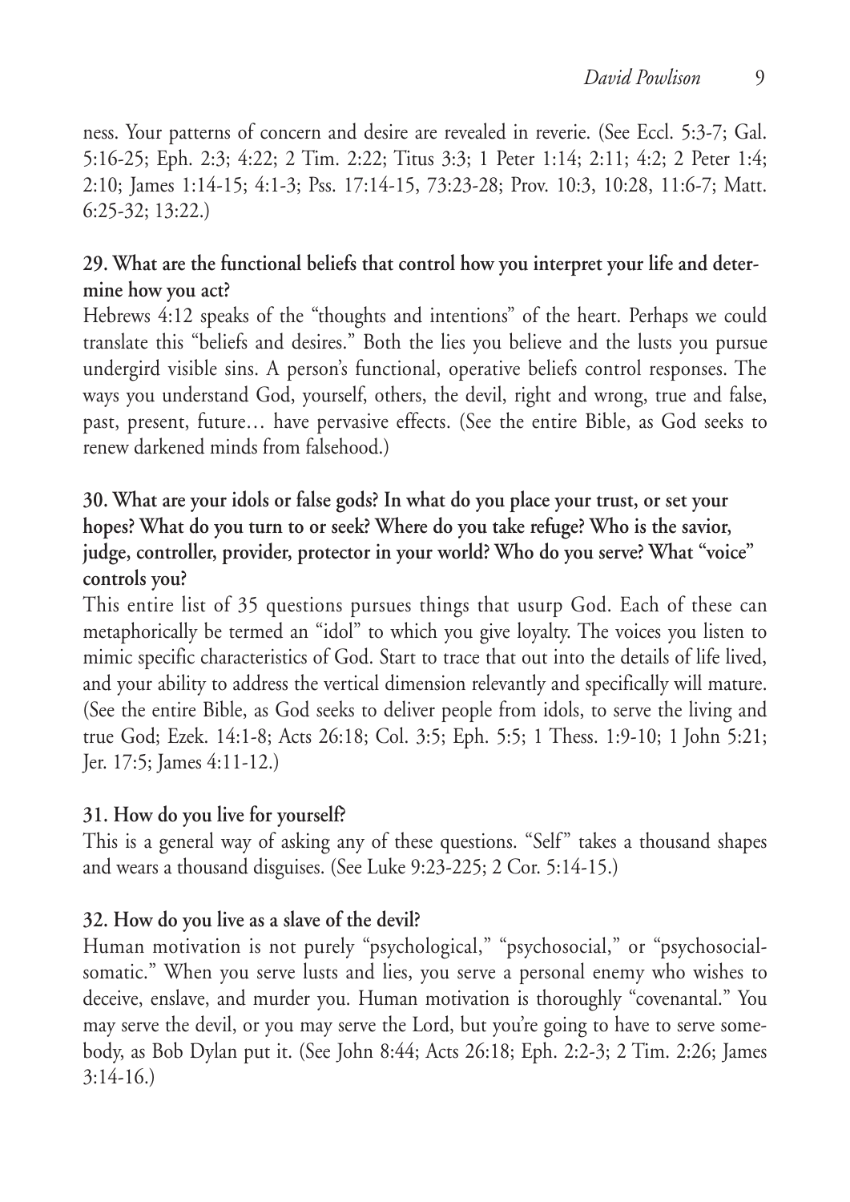ness. Your patterns of concern and desire are revealed in reverie. (See Eccl. 5:3-7; Gal. 5:16-25; Eph. 2:3; 4:22; 2 Tim. 2:22; Titus 3:3; 1 Peter 1:14; 2:11; 4:2; 2 Peter 1:4; 2:10; James 1:14-15; 4:1-3; Pss. 17:14-15, 73:23-28; Prov. 10:3, 10:28, 11:6-7; Matt. 6:25-32; 13:22.)

**29. What are the functional beliefs that control how you interpret your life and determine how you act?**

Hebrews 4:12 speaks of the "thoughts and intentions" of the heart. Perhaps we could translate this "beliefs and desires." Both the lies you believe and the lusts you pursue undergird visible sins. A person's functional, operative beliefs control responses. The ways you understand God, yourself, others, the devil, right and wrong, true and false, past, present, future… have pervasive effects. (See the entire Bible, as God seeks to renew darkened minds from falsehood.)

**30. What are your idols or false gods? In what do you place your trust, or set your hopes? What do you turn to or seek? Where do you take refuge? Who is the savior, judge, controller, provider, protector in your world? Who do you serve? What "voice" controls you?**

This entire list of 35 questions pursues things that usurp God. Each of these can metaphorically be termed an "idol" to which you give loyalty. The voices you listen to mimic specific characteristics of God. Start to trace that out into the details of life lived, and your ability to address the vertical dimension relevantly and specifically will mature. (See the entire Bible, as God seeks to deliver people from idols, to serve the living and true God; Ezek. 14:1-8; Acts 26:18; Col. 3:5; Eph. 5:5; 1 Thess. 1:9-10; 1 John 5:21; Jer. 17:5; James 4:11-12.)

**31. How do you live for yourself?**

This is a general way of asking any of these questions. "Self" takes a thousand shapes and wears a thousand disguises. (See Luke 9:23-225; 2 Cor. 5:14-15.)

**32. How do you live as a slave of the devil?**

Human motivation is not purely "psychological," "psychosocial," or "psychosocial-somatic." When you serve lusts and lies, you serve a personal enemy who wishes to deceive, enslave, and murder you. Human motivation is thoroughly "covenantal." You may serve the devil, or you may serve the Lord, but you're going to have to serve somebody, as Bob Dylan put it. (See John 8:44; Acts 26:18; Eph. 2:2-3; 2 Tim. 2:26; James 3:14-16.)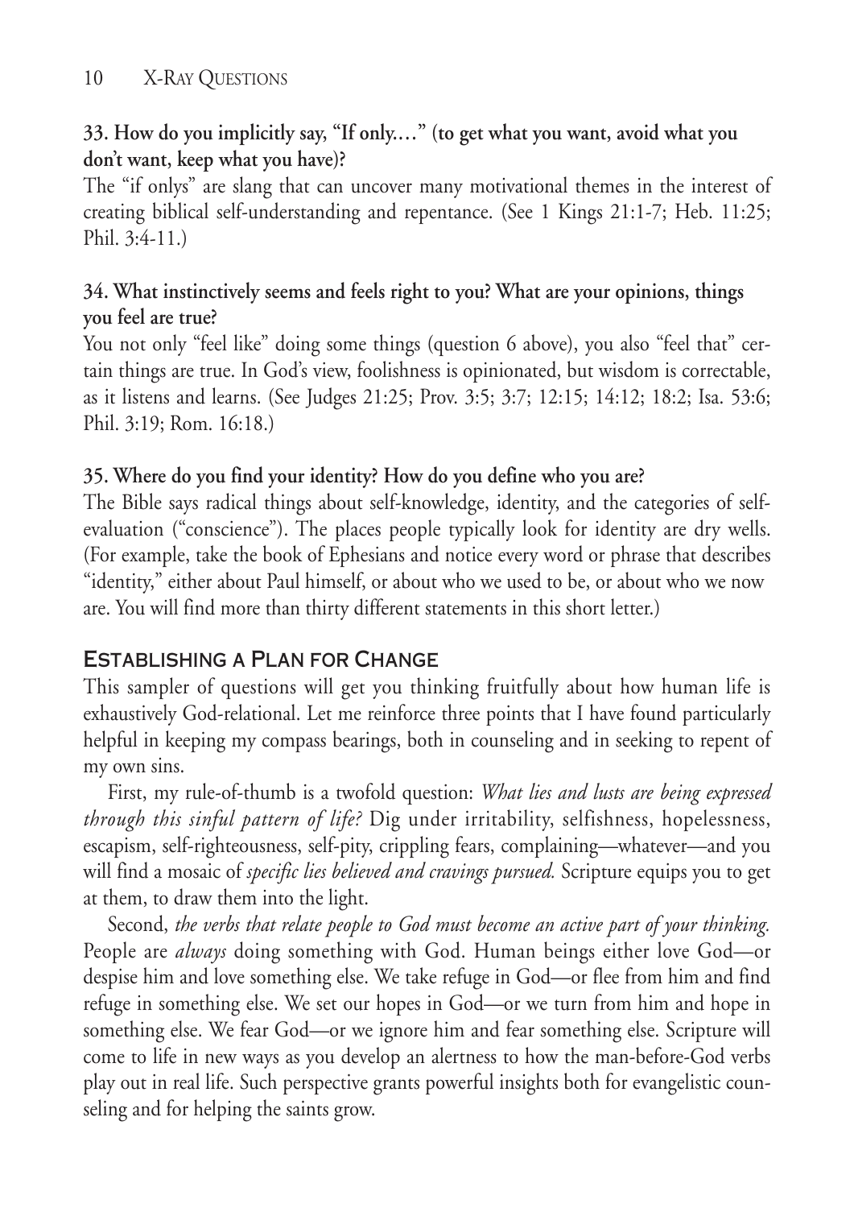**33. How do you implicitly say, "If only.…" (to get what you want, avoid what you don't want, keep what you have)?**

The "if onlys" are slang that can uncover many motivational themes in the interest of creating biblical self-understanding and repentance. (See 1 Kings 21:1-7; Heb. 11:25; Phil. 3:4-11.)

**34. What instinctively seems and feels right to you? What are your opinions, things you feel are true?**

You not only "feel like" doing some things (question 6 above), you also "feel that" certain things are true. In God's view, foolishness is opinionated, but wisdom is correctable, as it listens and learns. (See Judges 21:25; Prov. 3:5; 3:7; 12:15; 14:12; 18:2; Isa. 53:6; Phil. 3:19; Rom. 16:18.)

**35. Where do you find your identity? How do you define who you are?**

The Bible says radical things about self-knowledge, identity, and the categories of self-evaluation ("conscience"). The places people typically look for identity are dry wells. (For example, take the book of Ephesians and notice every word or phrase that describes "identity," either about Paul himself, or about who we used to be, or about who we now are. You will find more than thirty different statements in this short letter.)

## Establishing a Plan for Change

This sampler of questions will get you thinking fruitfully about how human life is exhaustively God-relational. Let me reinforce three points that I have found particularly helpful in keeping my compass bearings, both in counseling and in seeking to repent of my own sins.

First, my rule-of-thumb is a twofold question: *What lies and lusts are being expressed through this sinful pattern of life?* Dig under irritability, selfishness, hopelessness, escapism, self-righteousness, self-pity, crippling fears, complaining—whatever—and you will find a mosaic of *specific lies believed and cravings pursued.* Scripture equips you to get at them, to draw them into the light.

Second, *the verbs that relate people to God must become an active part of your thinking.* People are *always* doing something with God. Human beings either love God—or despise him and love something else. We take refuge in God—or flee from him and find refuge in something else. We set our hopes in God—or we turn from him and hope in something else. We fear God—or we ignore him and fear something else. Scripture will come to life in new ways as you develop an alertness to how the man-before-God verbs play out in real life. Such perspective grants powerful insights both for evangelistic counseling and for helping the saints grow.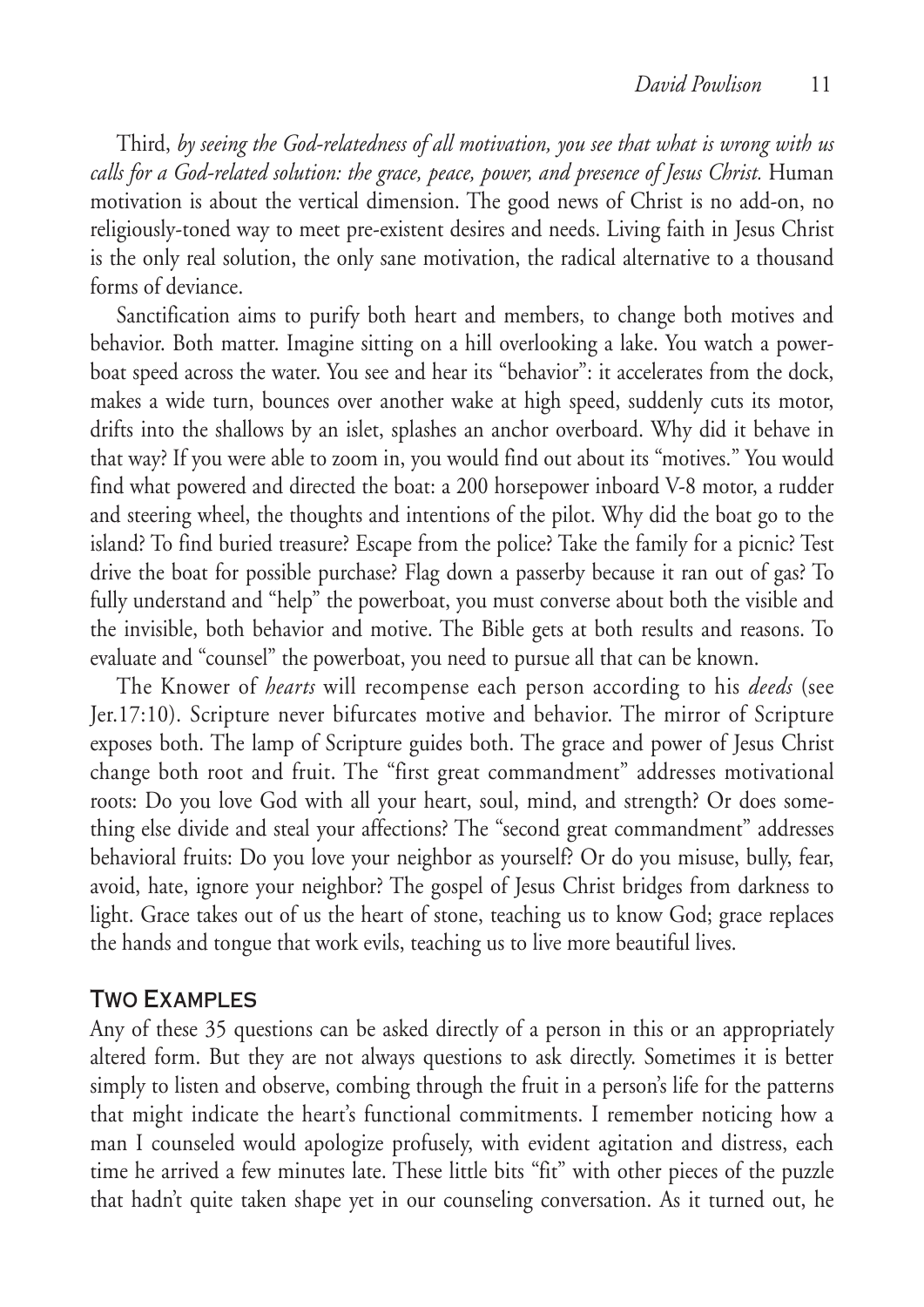Third, *by seeing the God-relatedness of all motivation, you see that what is wrong with us calls for a God-related solution: the grace, peace, power, and presence of Jesus Christ.* Human motivation is about the vertical dimension. The good news of Christ is no add-on, no religiously-toned way to meet pre-existent desires and needs. Living faith in Jesus Christ is the only real solution, the only sane motivation, the radical alternative to a thousand forms of deviance.

Sanctification aims to purify both heart and members, to change both motives and behavior. Both matter. Imagine sitting on a hill overlooking a lake. You watch a powerboat speed across the water. You see and hear its "behavior": it accelerates from the dock, makes a wide turn, bounces over another wake at high speed, suddenly cuts its motor, drifts into the shallows by an islet, splashes an anchor overboard. Why did it behave in that way? If you were able to zoom in, you would find out about its "motives." You would find what powered and directed the boat: a 200 horsepower inboard V-8 motor, a rudder and steering wheel, the thoughts and intentions of the pilot. Why did the boat go to the island? To find buried treasure? Escape from the police? Take the family for a picnic? Test drive the boat for possible purchase? Flag down a passerby because it ran out of gas? To fully understand and "help" the powerboat, you must converse about both the visible and the invisible, both behavior and motive. The Bible gets at both results and reasons. To evaluate and "counsel" the powerboat, you need to pursue all that can be known.

The Knower of *hearts* will recompense each person according to his *deeds* (see Jer.17:10). Scripture never bifurcates motive and behavior. The mirror of Scripture exposes both. The lamp of Scripture guides both. The grace and power of Jesus Christ change both root and fruit. The "first great commandment" addresses motivational roots: Do you love God with all your heart, soul, mind, and strength? Or does something else divide and steal your affections? The "second great commandment" addresses behavioral fruits: Do you love your neighbor as yourself? Or do you misuse, bully, fear, avoid, hate, ignore your neighbor? The gospel of Jesus Christ bridges from darkness to light. Grace takes out of us the heart of stone, teaching us to know God; grace replaces the hands and tongue that work evils, teaching us to live more beautiful lives.

## Two Examples

Any of these 35 questions can be asked directly of a person in this or an appropriately altered form. But they are not always questions to ask directly. Sometimes it is better simply to listen and observe, combing through the fruit in a person's life for the patterns that might indicate the heart's functional commitments. I remember noticing how a man I counseled would apologize profusely, with evident agitation and distress, each time he arrived a few minutes late. These little bits "fit" with other pieces of the puzzle that hadn't quite taken shape yet in our counseling conversation. As it turned out, he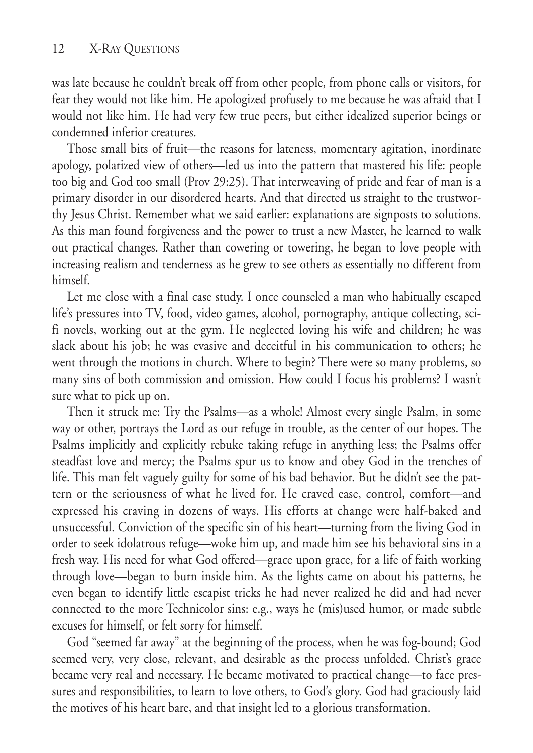was late because he couldn't break off from other people, from phone calls or visitors, for fear they would not like him. He apologized profusely to me because he was afraid that I would not like him. He had very few true peers, but either idealized superior beings or condemned inferior creatures.

Those small bits of fruit—the reasons for lateness, momentary agitation, inordinate apology, polarized view of others—led us into the pattern that mastered his life: people too big and God too small (Prov 29:25). That interweaving of pride and fear of man is a primary disorder in our disordered hearts. And that directed us straight to the trustworthy Jesus Christ. Remember what we said earlier: explanations are signposts to solutions. As this man found forgiveness and the power to trust a new Master, he learned to walk out practical changes. Rather than cowering or towering, he began to love people with increasing realism and tenderness as he grew to see others as essentially no different from himself.

Let me close with a final case study. I once counseled a man who habitually escaped life's pressures into TV, food, video games, alcohol, pornography, antique collecting, sci-fi novels, working out at the gym. He neglected loving his wife and children; he was slack about his job; he was evasive and deceitful in his communication to others; he went through the motions in church. Where to begin? There were so many problems, so many sins of both commission and omission. How could I focus his problems? I wasn't sure what to pick up on.

Then it struck me: Try the Psalms—as a whole! Almost every single Psalm, in some way or other, portrays the Lord as our refuge in trouble, as the center of our hopes. The Psalms implicitly and explicitly rebuke taking refuge in anything less; the Psalms offer steadfast love and mercy; the Psalms spur us to know and obey God in the trenches of life. This man felt vaguely guilty for some of his bad behavior. But he didn't see the pattern or the seriousness of what he lived for. He craved ease, control, comfort—and expressed his craving in dozens of ways. His efforts at change were half-baked and unsuccessful. Conviction of the specific sin of his heart—turning from the living God in order to seek idolatrous refuge—woke him up, and made him see his behavioral sins in a fresh way. His need for what God offered—grace upon grace, for a life of faith working through love—began to burn inside him. As the lights came on about his patterns, he even began to identify little escapist tricks he had never realized he did and had never connected to the more Technicolor sins: e.g., ways he (mis)used humor, or made subtle excuses for himself, or felt sorry for himself.

God "seemed far away" at the beginning of the process, when he was fog-bound; God seemed very, very close, relevant, and desirable as the process unfolded. Christ's grace became very real and necessary. He became motivated to practical change—to face pressures and responsibilities, to learn to love others, to God's glory. God had graciously laid the motives of his heart bare, and that insight led to a glorious transformation.